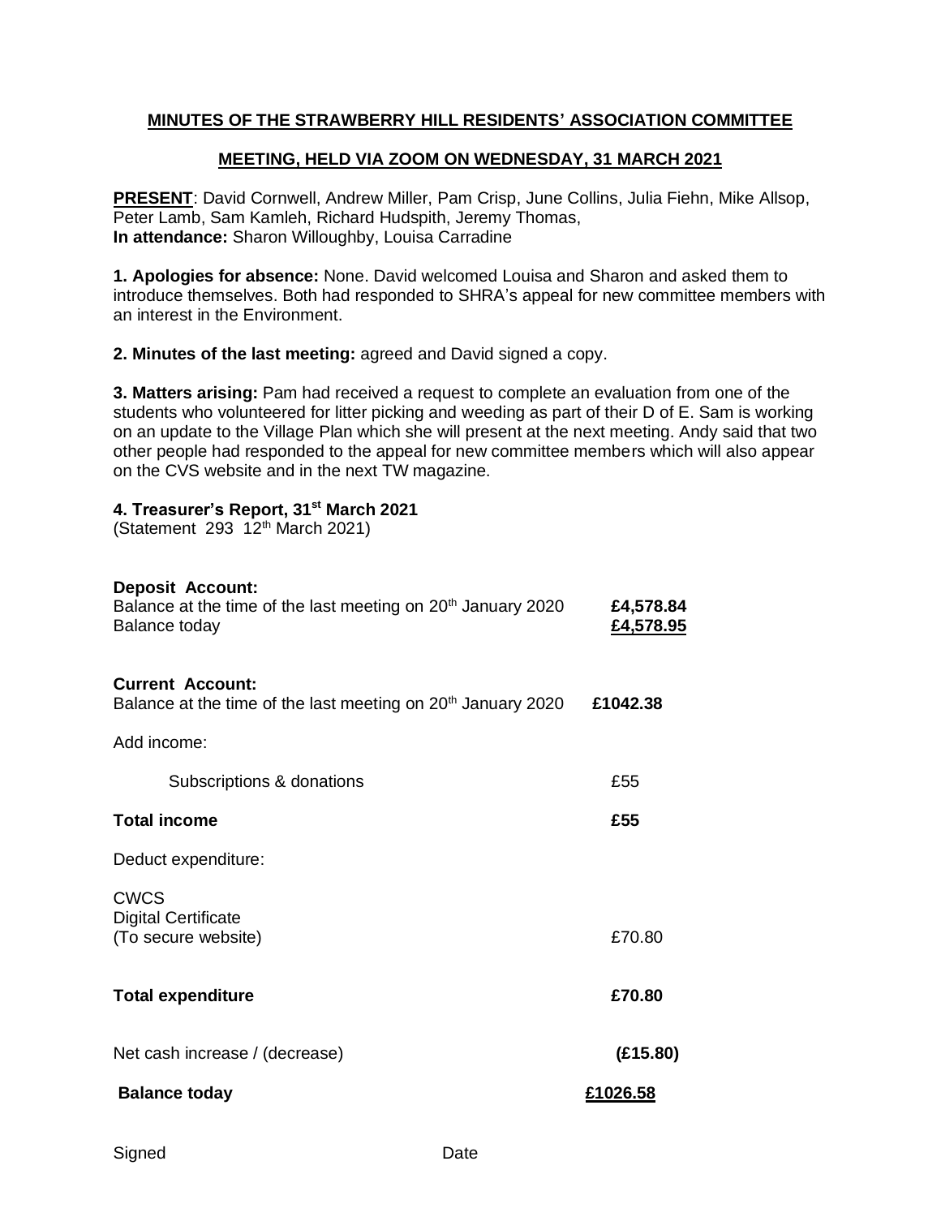**MINUTES OF THE STRAWBERRY HILL RESIDENTS' ASSOCIATION COMMITTEE**

**MEETING, HELD VIA ZOOM ON WEDNESDAY, 31 MARCH 2021**

**PRESENT**: David Cornwell, Andrew Miller, Pam Crisp, June Collins, Julia Fiehn, Mike Allsop, Peter Lamb, Sam Kamleh, Richard Hudspith, Jeremy Thomas,
**In attendance:** Sharon Willoughby, Louisa Carradine

**1. Apologies for absence:** None. David welcomed Louisa and Sharon and asked them to introduce themselves. Both had responded to SHRA's appeal for new committee members with an interest in the Environment.

**2. Minutes of the last meeting:** agreed and David signed a copy.

**3. Matters arising:** Pam had received a request to complete an evaluation from one of the students who volunteered for litter picking and weeding as part of their D of E. Sam is working on an update to the Village Plan which she will present at the next meeting. Andy said that two other people had responded to the appeal for new committee members which will also appear on the CVS website and in the next TW magazine.

**4. Treasurer's Report, 31st March 2021**
(Statement 293 12th March 2021)

| | |
|---|---|
| **Deposit Account:** | |
| Balance at the time of the last meeting on 20th January 2020 | **£4,578.84** |
| Balance today | **£4,578.95** |
| | |
| **Current Account:** | |
| Balance at the time of the last meeting on 20th January 2020 | **£1042.38** |
| Add income: | |
| Subscriptions & donations | £55 |
| **Total income** | **£55** |
| Deduct expenditure: | |
| CWCS Digital Certificate (To secure website) | £70.80 |
| **Total expenditure** | **£70.80** |
| Net cash increase / (decrease) | **(£15.80)** |
| **Balance today** | **£1026.58** |

Signed Date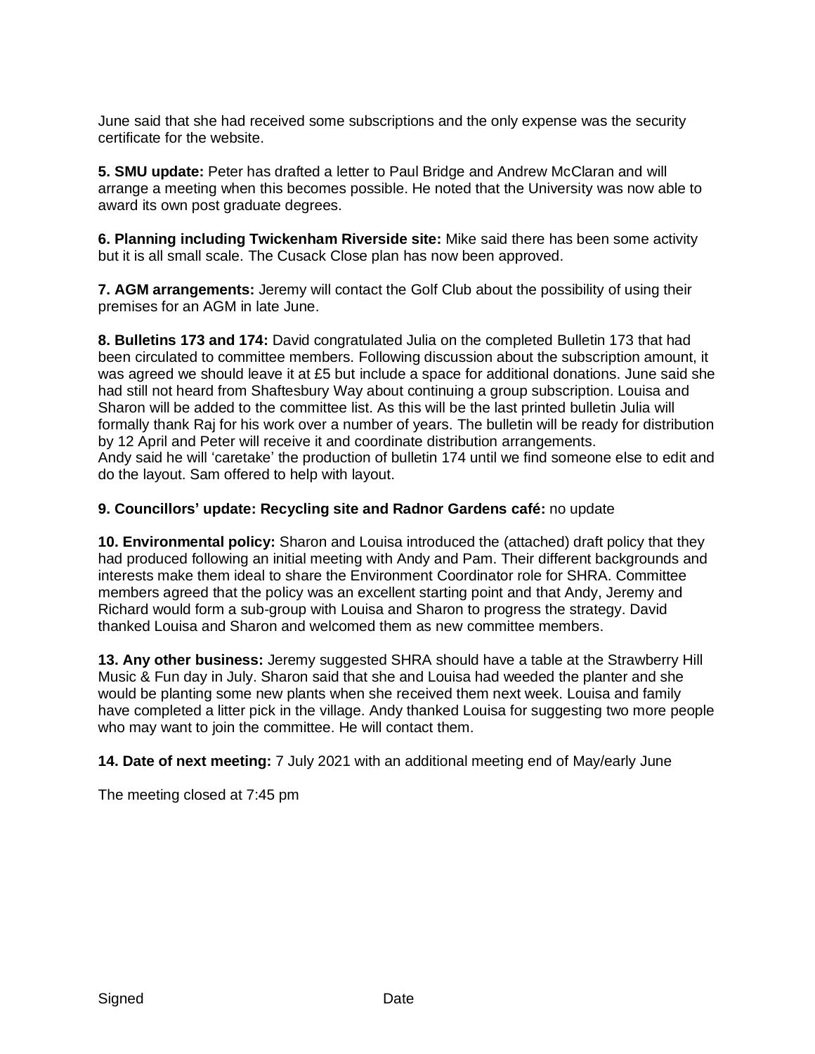June said that she had received some subscriptions and the only expense was the security certificate for the website.

**5. SMU update:** Peter has drafted a letter to Paul Bridge and Andrew McClaran and will arrange a meeting when this becomes possible. He noted that the University was now able to award its own post graduate degrees.

**6. Planning including Twickenham Riverside site:** Mike said there has been some activity but it is all small scale. The Cusack Close plan has now been approved.

**7. AGM arrangements:** Jeremy will contact the Golf Club about the possibility of using their premises for an AGM in late June.

**8. Bulletins 173 and 174:** David congratulated Julia on the completed Bulletin 173 that had been circulated to committee members. Following discussion about the subscription amount, it was agreed we should leave it at £5 but include a space for additional donations. June said she had still not heard from Shaftesbury Way about continuing a group subscription. Louisa and Sharon will be added to the committee list. As this will be the last printed bulletin Julia will formally thank Raj for his work over a number of years. The bulletin will be ready for distribution by 12 April and Peter will receive it and coordinate distribution arrangements.
Andy said he will 'caretake' the production of bulletin 174 until we find someone else to edit and do the layout. Sam offered to help with layout.

**9. Councillors' update: Recycling site and Radnor Gardens café:** no update

**10. Environmental policy:** Sharon and Louisa introduced the (attached) draft policy that they had produced following an initial meeting with Andy and Pam. Their different backgrounds and interests make them ideal to share the Environment Coordinator role for SHRA. Committee members agreed that the policy was an excellent starting point and that Andy, Jeremy and Richard would form a sub-group with Louisa and Sharon to progress the strategy. David thanked Louisa and Sharon and welcomed them as new committee members.

**13. Any other business:** Jeremy suggested SHRA should have a table at the Strawberry Hill Music & Fun day in July. Sharon said that she and Louisa had weeded the planter and she would be planting some new plants when she received them next week. Louisa and family have completed a litter pick in the village. Andy thanked Louisa for suggesting two more people who may want to join the committee. He will contact them.

**14. Date of next meeting:** 7 July 2021 with an additional meeting end of May/early June

The meeting closed at 7:45 pm

Signed Date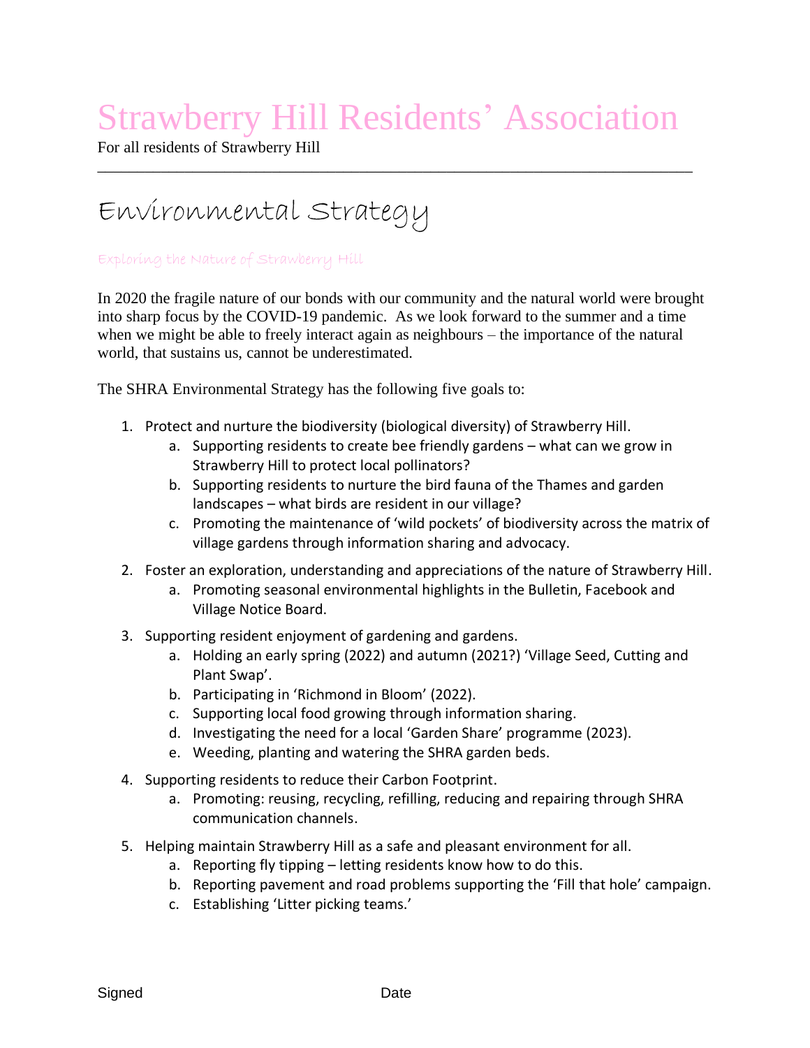# Strawberry Hill Residents' Association

For all residents of Strawberry Hill

---

## Environmental Strategy

### Exploring the Nature of Strawberry Hill

In 2020 the fragile nature of our bonds with our community and the natural world were brought into sharp focus by the COVID-19 pandemic. As we look forward to the summer and a time when we might be able to freely interact again as neighbours – the importance of the natural world, that sustains us, cannot be underestimated.

The SHRA Environmental Strategy has the following five goals to:

1. Protect and nurture the biodiversity (biological diversity) of Strawberry Hill.
    a. Supporting residents to create bee friendly gardens – what can we grow in Strawberry Hill to protect local pollinators?
    b. Supporting residents to nurture the bird fauna of the Thames and garden landscapes – what birds are resident in our village?
    c. Promoting the maintenance of 'wild pockets' of biodiversity across the matrix of village gardens through information sharing and advocacy.
2. Foster an exploration, understanding and appreciations of the nature of Strawberry Hill.
    a. Promoting seasonal environmental highlights in the Bulletin, Facebook and Village Notice Board.
3. Supporting resident enjoyment of gardening and gardens.
    a. Holding an early spring (2022) and autumn (2021?) 'Village Seed, Cutting and Plant Swap'.
    b. Participating in 'Richmond in Bloom' (2022).
    c. Supporting local food growing through information sharing.
    d. Investigating the need for a local 'Garden Share' programme (2023).
    e. Weeding, planting and watering the SHRA garden beds.
4. Supporting residents to reduce their Carbon Footprint.
    a. Promoting: reusing, recycling, refilling, reducing and repairing through SHRA communication channels.
5. Helping maintain Strawberry Hill as a safe and pleasant environment for all.
    a. Reporting fly tipping – letting residents know how to do this.
    b. Reporting pavement and road problems supporting the 'Fill that hole' campaign.
    c. Establishing 'Litter picking teams.'

Signed                                        Date